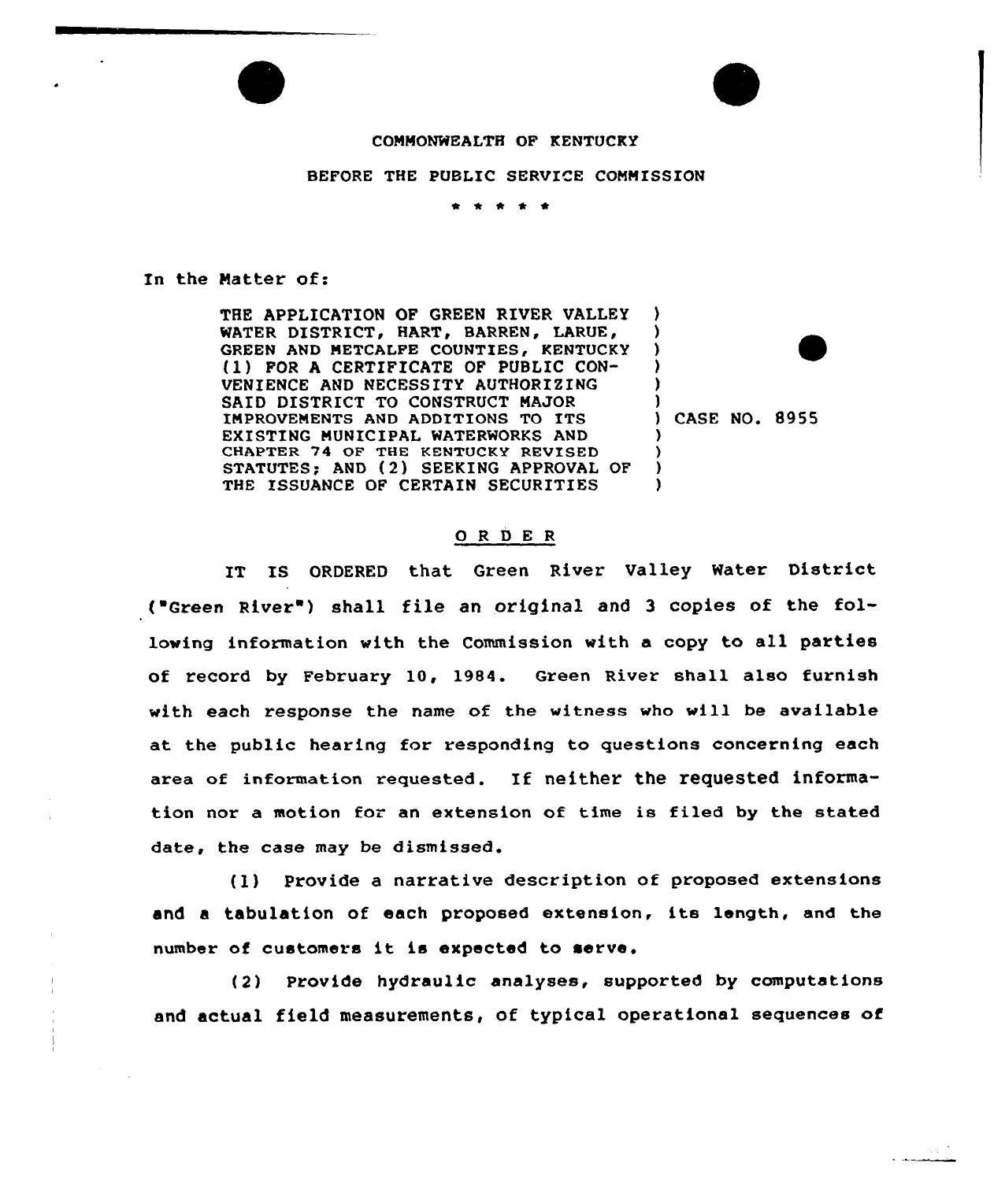COMMONWEALTH OF KENTUCKY

BEFORE THE PUBLIC SERVICE COMMISSION

\* \* \* \* \*

In the Matter of:

| | |
|---|---|
| THE APPLICATION OF GREEN RIVER VALLEY WATER DISTRICT, HART, BARREN, LARUE, GREEN AND METCALFE COUNTIES, KENTUCKY (1) FOR A CERTIFICATE OF PUBLIC CONVENIENCE AND NECESSITY AUTHORIZING SAID DISTRICT TO CONSTRUCT MAJOR IMPROVEMENTS AND ADDITIONS TO ITS EXISTING MUNICIPAL WATERWORKS AND CHAPTER 74 OF THE KENTUCKY REVISED STATUTES; AND (2) SEEKING APPROVAL OF THE ISSUANCE OF CERTAIN SECURITIES | CASE NO. 8955 |

## O R D E R

IT IS ORDERED that Green River Valley Water District ("Green River") shall file an original and 3 copies of the following information with the Commission with a copy to all parties of record by February 10, 1984. Green River shall also furnish with each response the name of the witness who will be available at the public hearing for responding to questions concerning each area of information requested. If neither the requested information nor a motion for an extension of time is filed by the stated date, the case may be dismissed.

(1) Provide a narrative description of proposed extensions and a tabulation of each proposed extension, its length, and the number of customers it is expected to serve.

(2) Provide hydraulic analyses, supported by computations and actual field measurements, of typical operational sequences of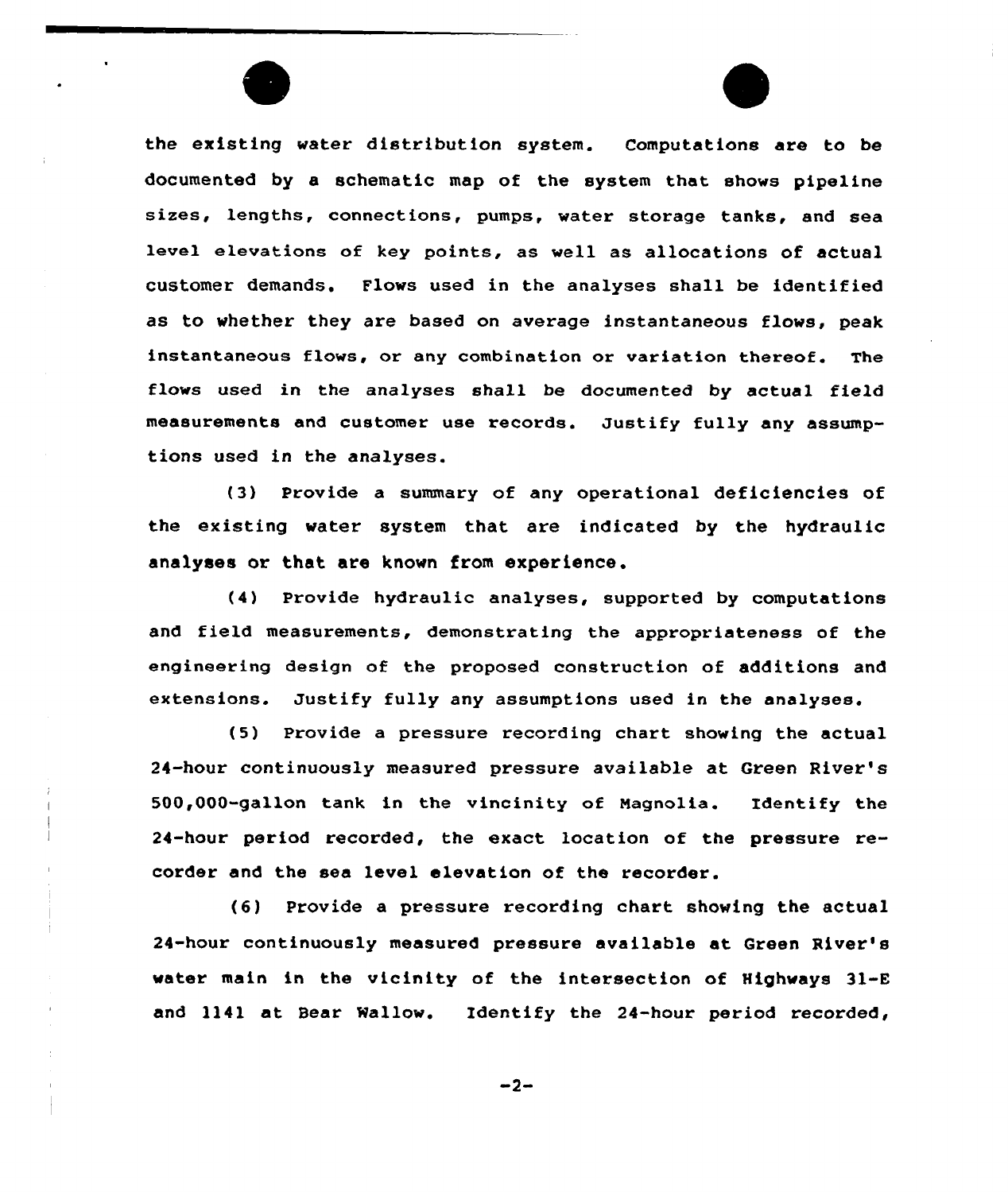the existing water distribution system. Computations are to be documented by a schematic map of the system that shows pipeline sizes, lengths, connections, pumps, water storage tanks, and sea level elevations of key points, as well as allocations of actual customer demands. Flows used in the analyses shall be identified as to whether they are based on average instantaneous flows, peak instantaneous flows, or any combination or variation thereof. The flows used in the analyses shall be documented by actual field measurements and customer use records. Justify fully any assumptions used in the analyses.

(3) Provide a summary of any operational deficiencies of the existing water system that are indicated by the hydraulic analyses or that are known from experience.

(4) Provide hydraulic analyses, supported by computations and field measurements, demonstrating the appropriateness of the engineering design of the proposed construction of additions and extensions. Justify fully any assumptions used in the analyses.

(5) Provide a pressure recording chart showing the actual 24-hour continuously measured pressure available at Green River's 500,000-gallon tank in the vincinity of Magnolia. Identify the 24-hour period recorded, the exact location of the pressure recorder and the sea level elevation of the recorder.

(6) Provide a pressure recording chart showing the actual 24-hour continuously measured pressure available at Green River's water main in the vicinity of the intersection of Highways 31-E and 1141 at Bear Wallow. Identify the 24-hour period recorded,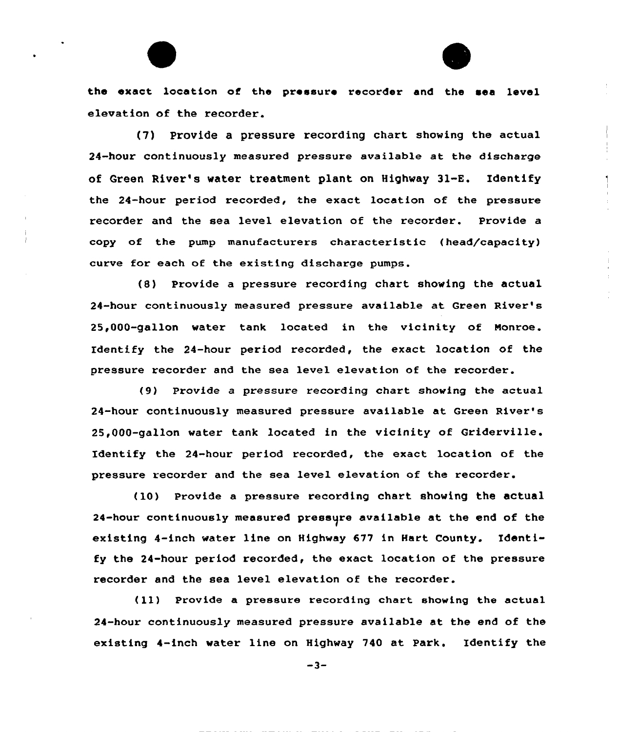the exact location of the pressure recorder and the sea level elevation of the recorder.

(7) Provide a pressure recording chart showing the actual 24-hour continuously measured pressure available at the discharge of Green River's water treatment plant on Highway 31-E. Identify the 24-hour period recorded, the exact location of the pressure recorder and the sea level elevation of the recorder. Provide a copy of the pump manufacturers characteristic (head/capacity) curve for each of the existing discharge pumps.

(8) Provide a pressure recording chart showing the actual 24-hour continuously measured pressure available at Green River's 25,000-gallon water tank located in the vicinity of Monroe. Identify the 24-hour period recorded, the exact location of the pressure recorder and the sea level elevation of the recorder.

(9) Provide a pressure recording chart showing the actual 24-hour continuously measured pressure available at Green River's 25,000-gallon water tank located in the vicinity of Griderville. Identify the 24-hour period recorded, the exact location of the pressure recorder and the sea level elevation of the recorder.

(10) Provide a pressure recording chart showing the actual 24-hour continuously measured pressure available at the end of the existing 4-inch water line on Highway 677 in Hart County. Identify the 24-hour period recorded, the exact location of the pressure recorder and the sea level elevation of the recorder.

(11) Provide a pressure recording chart showing the actual 24-hour continuously measured pressure available at the end of the existing 4-inch water line on Highway 740 at Park. Identify the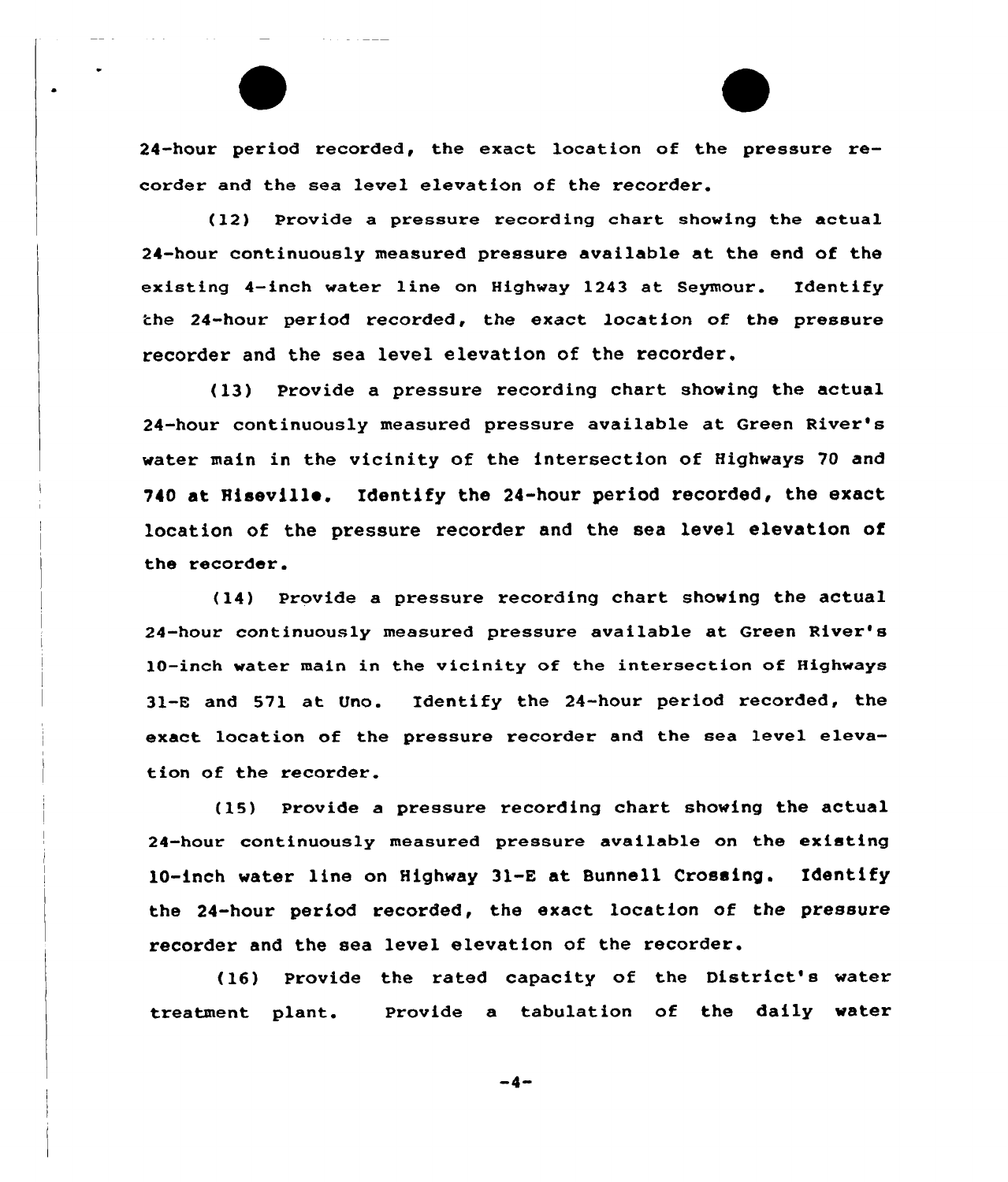24-hour period recorded, the exact location of the pressure recorder and the sea level elevation of the recorder.

(12) Provide a pressure recording chart showing the actual 24-hour continuously measured pressure available at the end of the existing 4-inch water line on Highway 1243 at Seymour. Identify the 24-hour period recorded, the exact location of the pressure recorder and the sea level elevation of the recorder.

(13) Provide a pressure recording chart showing the actual 24-hour continuously measured pressure available at Green River's water main in the vicinity of the intersection of Highways 70 and 740 at Hiseville. Identify the 24-hour period recorded, the exact location of the pressure recorder and the sea level elevation of the recorder.

(14) Provide a pressure recording chart showing the actual 24-hour continuously measured pressure available at Green River's 10-inch water main in the vicinity of the intersection of Highways 31-E and 571 at Uno. Identify the 24-hour period recorded, the exact location of the pressure recorder and the sea level elevation of the recorder.

(15) Provide a pressure recording chart showing the actual 24-hour continuously measured pressure available on the existing 10-inch water line on Highway 31-E at Bunnell Crossing. Identify the 24-hour period recorded, the exact location of the pressure recorder and the sea level elevation of the recorder.

(16) Provide the rated capacity of the District's water treatment plant. Provide a tabulation of the daily water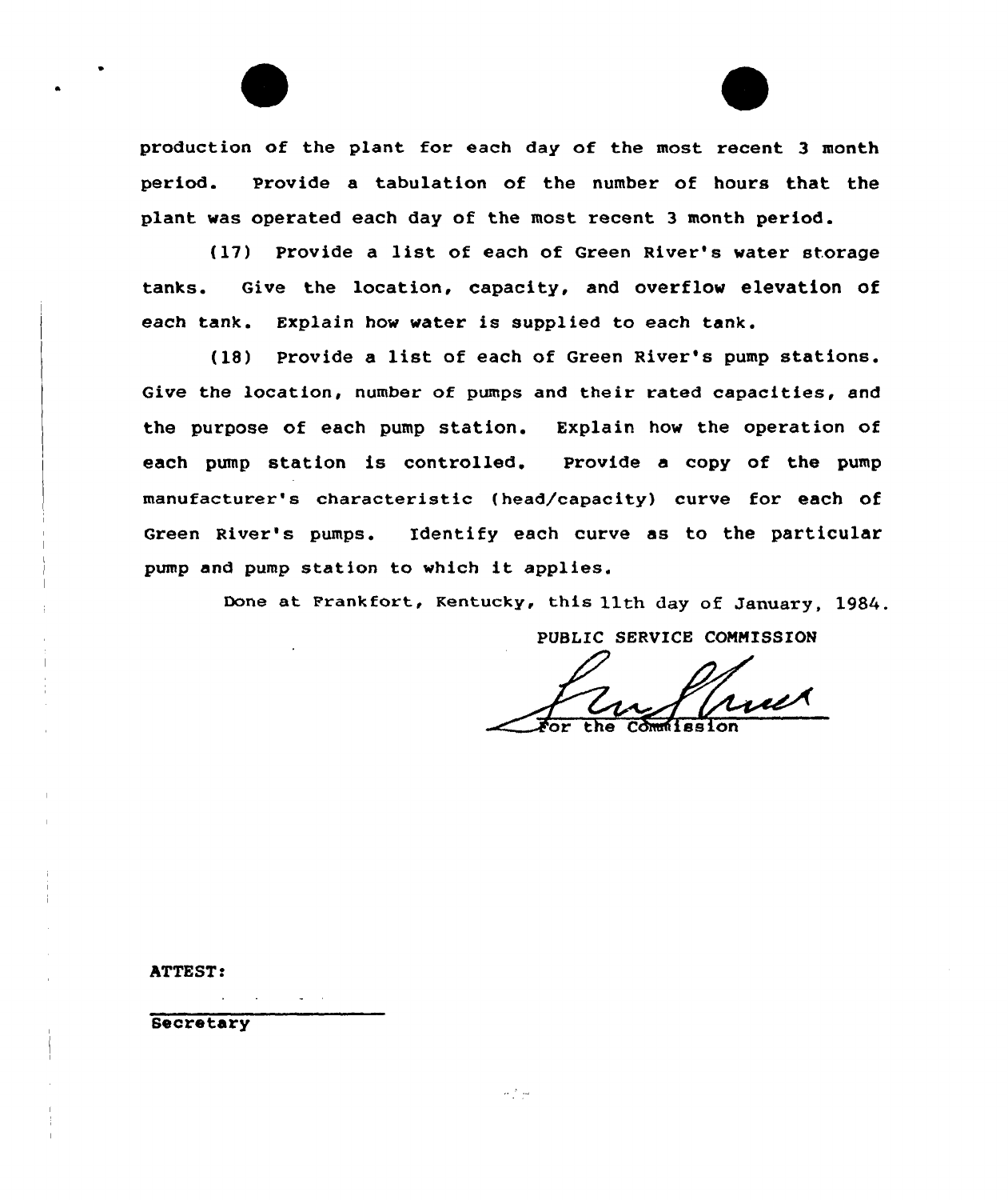production of the plant for each day of the most recent 3 month period. Provide a tabulation of the number of hours that the plant was operated each day of the most recent 3 month period.

(17) Provide a list of each of Green River's water storage tanks. Give the location, capacity, and overflow elevation of each tank. Explain how water is supplied to each tank.

(18) Provide a list of each of Green River's pump stations. Give the location, number of pumps and their rated capacities, and the purpose of each pump station. Explain how the operation of each pump station is controlled. Provide a copy of the pump manufacturer's characteristic (head/capacity) curve for each of Green River's pumps. Identify each curve as to the particular pump and pump station to which it applies.

Done at Frankfort, Kentucky, this 11th day of January, 1984.

PUBLIC SERVICE COMMISSION

For the Commission

ATTEST:

Secretary